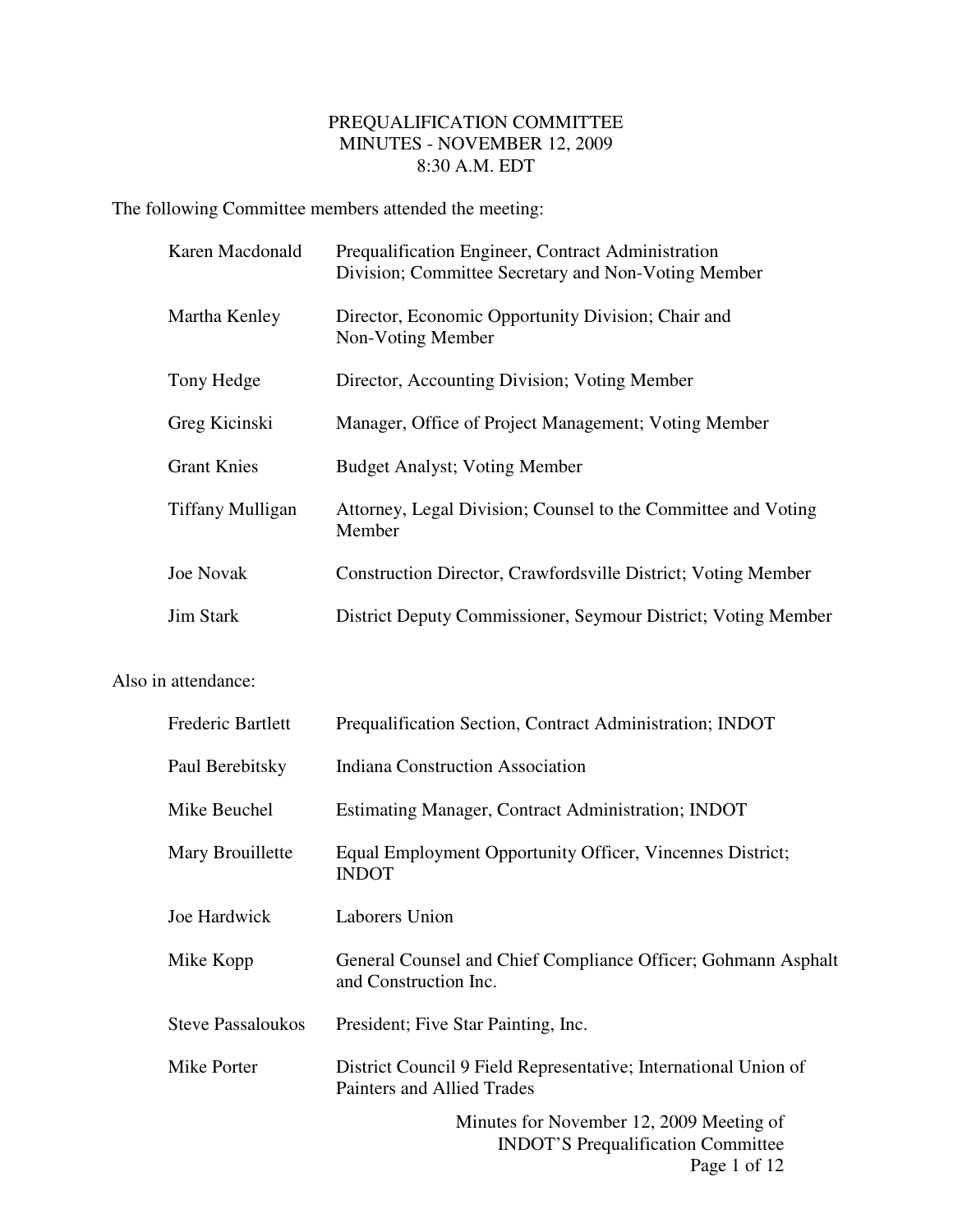# PREQUALIFICATION COMMITTEE
## MINUTES - NOVEMBER 12, 2009
### 8:30 A.M. EDT

The following Committee members attended the meeting:

| | |
|---|---|
| Karen Macdonald | Prequalification Engineer, Contract Administration Division; Committee Secretary and Non-Voting Member |
| Martha Kenley | Director, Economic Opportunity Division; Chair and Non-Voting Member |
| Tony Hedge | Director, Accounting Division; Voting Member |
| Greg Kicinski | Manager, Office of Project Management; Voting Member |
| Grant Knies | Budget Analyst; Voting Member |
| Tiffany Mulligan | Attorney, Legal Division; Counsel to the Committee and Voting Member |
| Joe Novak | Construction Director, Crawfordsville District; Voting Member |
| Jim Stark | District Deputy Commissioner, Seymour District; Voting Member |

Also in attendance:

| | |
|---|---|
| Frederic Bartlett | Prequalification Section, Contract Administration; INDOT |
| Paul Berebitsky | Indiana Construction Association |
| Mike Beuchel | Estimating Manager, Contract Administration; INDOT |
| Mary Brouillette | Equal Employment Opportunity Officer, Vincennes District; INDOT |
| Joe Hardwick | Laborers Union |
| Mike Kopp | General Counsel and Chief Compliance Officer; Gohmann Asphalt and Construction Inc. |
| Steve Passaloukos | President; Five Star Painting, Inc. |
| Mike Porter | District Council 9 Field Representative; International Union of Painters and Allied Trades |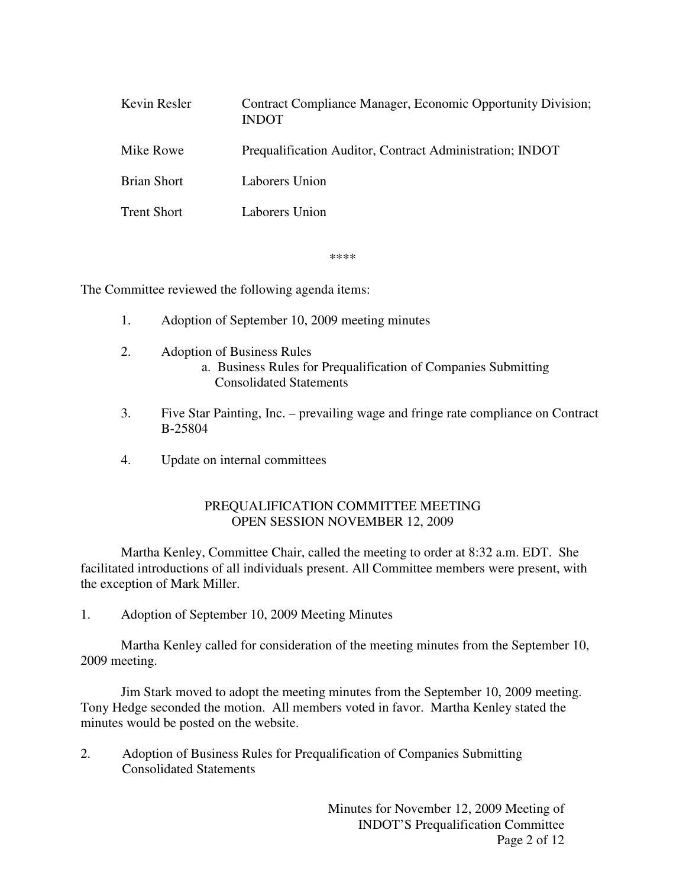| | |
|---|---|
| Kevin Resler | Contract Compliance Manager, Economic Opportunity Division; INDOT |
| Mike Rowe | Prequalification Auditor, Contract Administration; INDOT |
| Brian Short | Laborers Union |
| Trent Short | Laborers Union |

****

The Committee reviewed the following agenda items:

1. Adoption of September 10, 2009 meeting minutes

2. Adoption of Business Rules
   a. Business Rules for Prequalification of Companies Submitting Consolidated Statements

3. Five Star Painting, Inc. – prevailing wage and fringe rate compliance on Contract B-25804

4. Update on internal committees

## PREQUALIFICATION COMMITTEE MEETING
## OPEN SESSION NOVEMBER 12, 2009

Martha Kenley, Committee Chair, called the meeting to order at 8:32 a.m. EDT. She facilitated introductions of all individuals present. All Committee members were present, with the exception of Mark Miller.

1. Adoption of September 10, 2009 Meeting Minutes

Martha Kenley called for consideration of the meeting minutes from the September 10, 2009 meeting.

Jim Stark moved to adopt the meeting minutes from the September 10, 2009 meeting. Tony Hedge seconded the motion. All members voted in favor. Martha Kenley stated the minutes would be posted on the website.

2. Adoption of Business Rules for Prequalification of Companies Submitting Consolidated Statements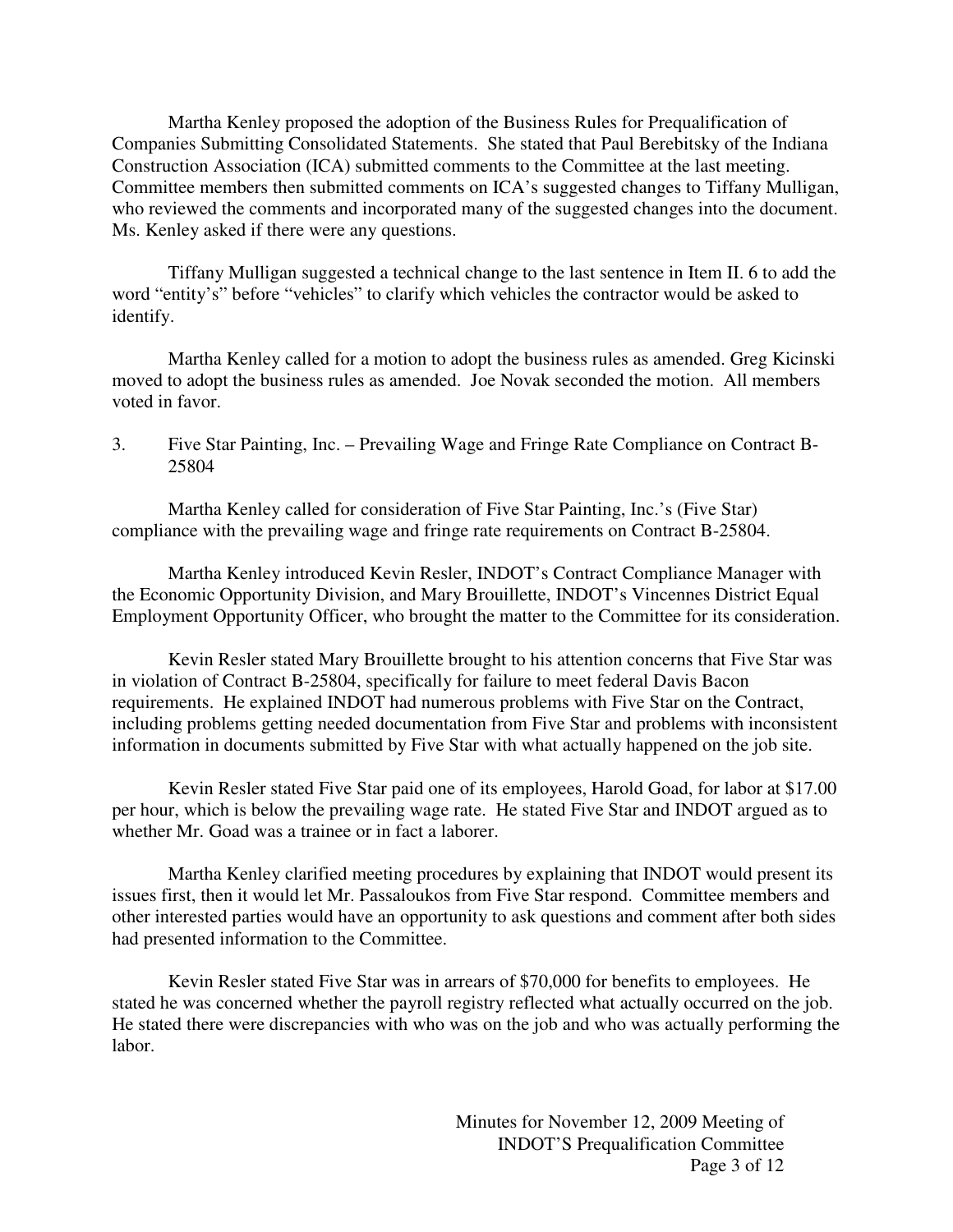Martha Kenley proposed the adoption of the Business Rules for Prequalification of Companies Submitting Consolidated Statements. She stated that Paul Berebitsky of the Indiana Construction Association (ICA) submitted comments to the Committee at the last meeting. Committee members then submitted comments on ICA's suggested changes to Tiffany Mulligan, who reviewed the comments and incorporated many of the suggested changes into the document. Ms. Kenley asked if there were any questions.

Tiffany Mulligan suggested a technical change to the last sentence in Item II. 6 to add the word "entity's" before "vehicles" to clarify which vehicles the contractor would be asked to identify.

Martha Kenley called for a motion to adopt the business rules as amended. Greg Kicinski moved to adopt the business rules as amended. Joe Novak seconded the motion. All members voted in favor.

3. Five Star Painting, Inc. – Prevailing Wage and Fringe Rate Compliance on Contract B-25804

Martha Kenley called for consideration of Five Star Painting, Inc.'s (Five Star) compliance with the prevailing wage and fringe rate requirements on Contract B-25804.

Martha Kenley introduced Kevin Resler, INDOT's Contract Compliance Manager with the Economic Opportunity Division, and Mary Brouillette, INDOT's Vincennes District Equal Employment Opportunity Officer, who brought the matter to the Committee for its consideration.

Kevin Resler stated Mary Brouillette brought to his attention concerns that Five Star was in violation of Contract B-25804, specifically for failure to meet federal Davis Bacon requirements. He explained INDOT had numerous problems with Five Star on the Contract, including problems getting needed documentation from Five Star and problems with inconsistent information in documents submitted by Five Star with what actually happened on the job site.

Kevin Resler stated Five Star paid one of its employees, Harold Goad, for labor at $17.00 per hour, which is below the prevailing wage rate. He stated Five Star and INDOT argued as to whether Mr. Goad was a trainee or in fact a laborer.

Martha Kenley clarified meeting procedures by explaining that INDOT would present its issues first, then it would let Mr. Passaloukos from Five Star respond. Committee members and other interested parties would have an opportunity to ask questions and comment after both sides had presented information to the Committee.

Kevin Resler stated Five Star was in arrears of $70,000 for benefits to employees. He stated he was concerned whether the payroll registry reflected what actually occurred on the job. He stated there were discrepancies with who was on the job and who was actually performing the labor.

Minutes for November 12, 2009 Meeting of INDOT'S Prequalification Committee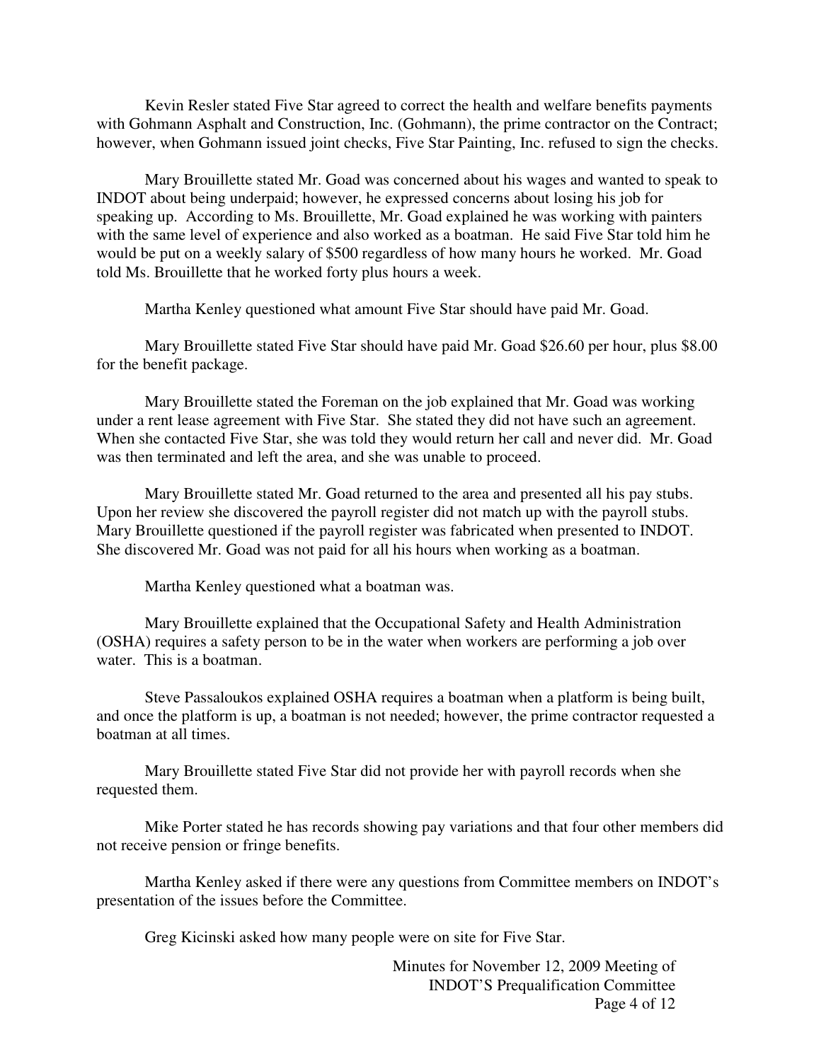Kevin Resler stated Five Star agreed to correct the health and welfare benefits payments with Gohmann Asphalt and Construction, Inc. (Gohmann), the prime contractor on the Contract; however, when Gohmann issued joint checks, Five Star Painting, Inc. refused to sign the checks.

Mary Brouillette stated Mr. Goad was concerned about his wages and wanted to speak to INDOT about being underpaid; however, he expressed concerns about losing his job for speaking up. According to Ms. Brouillette, Mr. Goad explained he was working with painters with the same level of experience and also worked as a boatman. He said Five Star told him he would be put on a weekly salary of $500 regardless of how many hours he worked. Mr. Goad told Ms. Brouillette that he worked forty plus hours a week.

Martha Kenley questioned what amount Five Star should have paid Mr. Goad.

Mary Brouillette stated Five Star should have paid Mr. Goad $26.60 per hour, plus $8.00 for the benefit package.

Mary Brouillette stated the Foreman on the job explained that Mr. Goad was working under a rent lease agreement with Five Star. She stated they did not have such an agreement. When she contacted Five Star, she was told they would return her call and never did. Mr. Goad was then terminated and left the area, and she was unable to proceed.

Mary Brouillette stated Mr. Goad returned to the area and presented all his pay stubs. Upon her review she discovered the payroll register did not match up with the payroll stubs. Mary Brouillette questioned if the payroll register was fabricated when presented to INDOT. She discovered Mr. Goad was not paid for all his hours when working as a boatman.

Martha Kenley questioned what a boatman was.

Mary Brouillette explained that the Occupational Safety and Health Administration (OSHA) requires a safety person to be in the water when workers are performing a job over water. This is a boatman.

Steve Passaloukos explained OSHA requires a boatman when a platform is being built, and once the platform is up, a boatman is not needed; however, the prime contractor requested a boatman at all times.

Mary Brouillette stated Five Star did not provide her with payroll records when she requested them.

Mike Porter stated he has records showing pay variations and that four other members did not receive pension or fringe benefits.

Martha Kenley asked if there were any questions from Committee members on INDOT's presentation of the issues before the Committee.

Greg Kicinski asked how many people were on site for Five Star.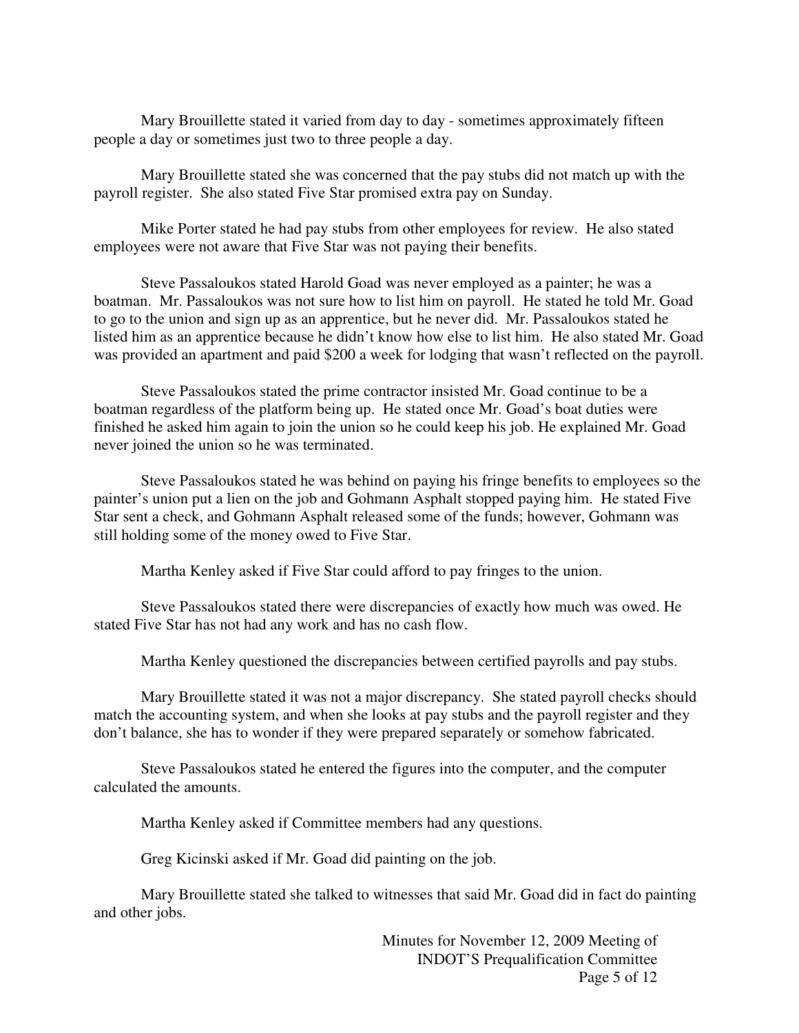Mary Brouillette stated it varied from day to day - sometimes approximately fifteen people a day or sometimes just two to three people a day.

Mary Brouillette stated she was concerned that the pay stubs did not match up with the payroll register. She also stated Five Star promised extra pay on Sunday.

Mike Porter stated he had pay stubs from other employees for review. He also stated employees were not aware that Five Star was not paying their benefits.

Steve Passaloukos stated Harold Goad was never employed as a painter; he was a boatman. Mr. Passaloukos was not sure how to list him on payroll. He stated he told Mr. Goad to go to the union and sign up as an apprentice, but he never did. Mr. Passaloukos stated he listed him as an apprentice because he didn't know how else to list him. He also stated Mr. Goad was provided an apartment and paid $200 a week for lodging that wasn't reflected on the payroll.

Steve Passaloukos stated the prime contractor insisted Mr. Goad continue to be a boatman regardless of the platform being up. He stated once Mr. Goad's boat duties were finished he asked him again to join the union so he could keep his job. He explained Mr. Goad never joined the union so he was terminated.

Steve Passaloukos stated he was behind on paying his fringe benefits to employees so the painter's union put a lien on the job and Gohmann Asphalt stopped paying him. He stated Five Star sent a check, and Gohmann Asphalt released some of the funds; however, Gohmann was still holding some of the money owed to Five Star.

Martha Kenley asked if Five Star could afford to pay fringes to the union.

Steve Passaloukos stated there were discrepancies of exactly how much was owed. He stated Five Star has not had any work and has no cash flow.

Martha Kenley questioned the discrepancies between certified payrolls and pay stubs.

Mary Brouillette stated it was not a major discrepancy. She stated payroll checks should match the accounting system, and when she looks at pay stubs and the payroll register and they don't balance, she has to wonder if they were prepared separately or somehow fabricated.

Steve Passaloukos stated he entered the figures into the computer, and the computer calculated the amounts.

Martha Kenley asked if Committee members had any questions.

Greg Kicinski asked if Mr. Goad did painting on the job.

Mary Brouillette stated she talked to witnesses that said Mr. Goad did in fact do painting and other jobs.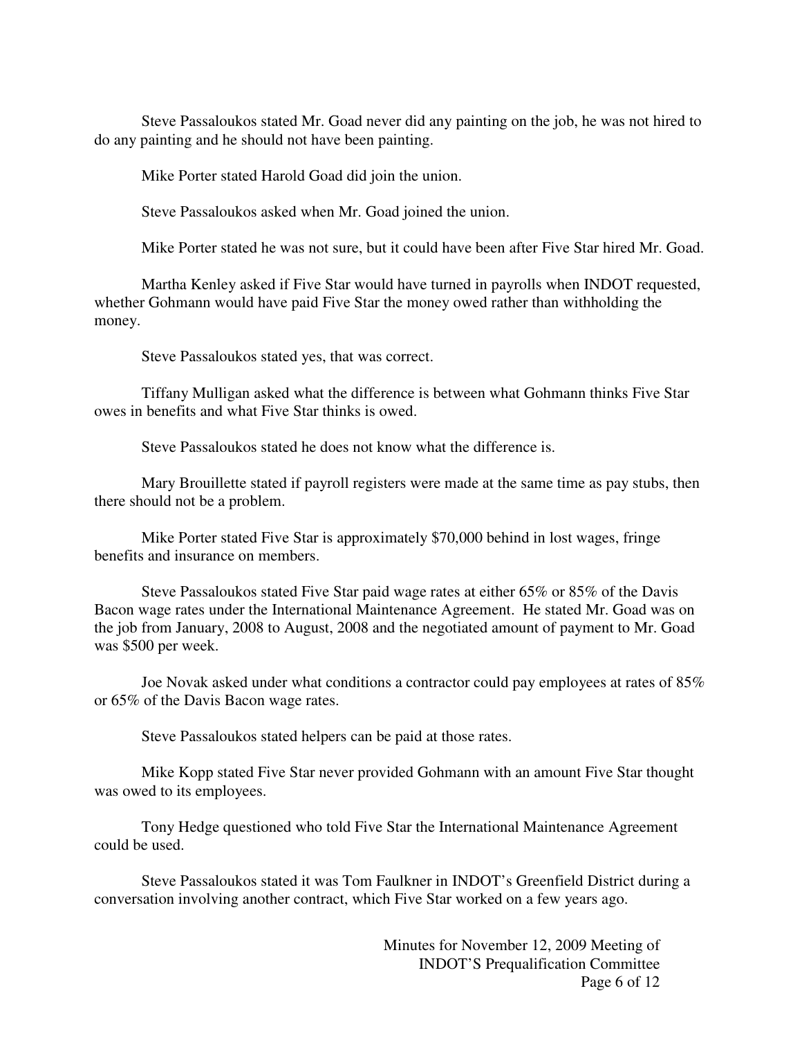Steve Passaloukos stated Mr. Goad never did any painting on the job, he was not hired to do any painting and he should not have been painting.

Mike Porter stated Harold Goad did join the union.

Steve Passaloukos asked when Mr. Goad joined the union.

Mike Porter stated he was not sure, but it could have been after Five Star hired Mr. Goad.

Martha Kenley asked if Five Star would have turned in payrolls when INDOT requested, whether Gohmann would have paid Five Star the money owed rather than withholding the money.

Steve Passaloukos stated yes, that was correct.

Tiffany Mulligan asked what the difference is between what Gohmann thinks Five Star owes in benefits and what Five Star thinks is owed.

Steve Passaloukos stated he does not know what the difference is.

Mary Brouillette stated if payroll registers were made at the same time as pay stubs, then there should not be a problem.

Mike Porter stated Five Star is approximately $70,000 behind in lost wages, fringe benefits and insurance on members.

Steve Passaloukos stated Five Star paid wage rates at either 65% or 85% of the Davis Bacon wage rates under the International Maintenance Agreement. He stated Mr. Goad was on the job from January, 2008 to August, 2008 and the negotiated amount of payment to Mr. Goad was $500 per week.

Joe Novak asked under what conditions a contractor could pay employees at rates of 85% or 65% of the Davis Bacon wage rates.

Steve Passaloukos stated helpers can be paid at those rates.

Mike Kopp stated Five Star never provided Gohmann with an amount Five Star thought was owed to its employees.

Tony Hedge questioned who told Five Star the International Maintenance Agreement could be used.

Steve Passaloukos stated it was Tom Faulkner in INDOT's Greenfield District during a conversation involving another contract, which Five Star worked on a few years ago.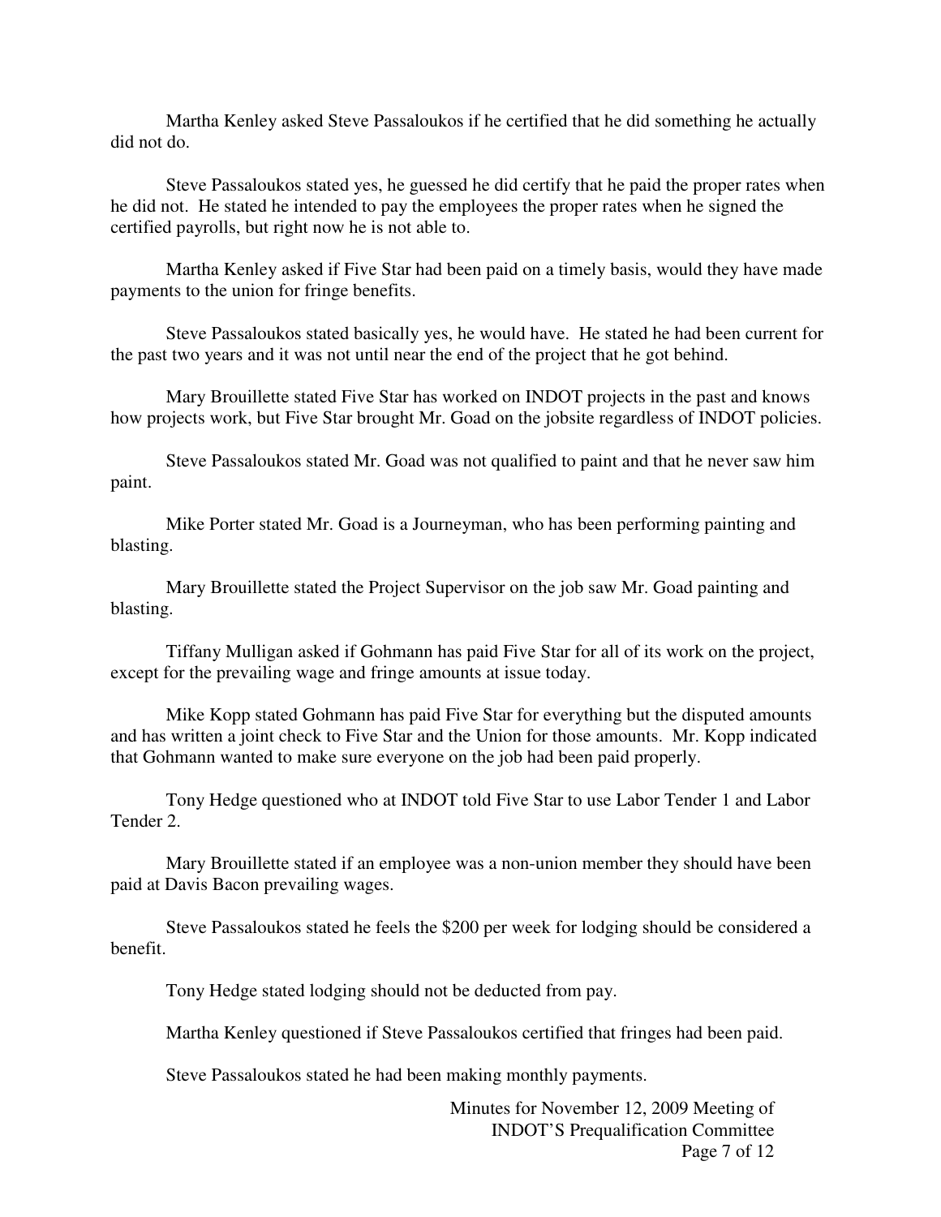Martha Kenley asked Steve Passaloukos if he certified that he did something he actually did not do.

Steve Passaloukos stated yes, he guessed he did certify that he paid the proper rates when he did not. He stated he intended to pay the employees the proper rates when he signed the certified payrolls, but right now he is not able to.

Martha Kenley asked if Five Star had been paid on a timely basis, would they have made payments to the union for fringe benefits.

Steve Passaloukos stated basically yes, he would have. He stated he had been current for the past two years and it was not until near the end of the project that he got behind.

Mary Brouillette stated Five Star has worked on INDOT projects in the past and knows how projects work, but Five Star brought Mr. Goad on the jobsite regardless of INDOT policies.

Steve Passaloukos stated Mr. Goad was not qualified to paint and that he never saw him paint.

Mike Porter stated Mr. Goad is a Journeyman, who has been performing painting and blasting.

Mary Brouillette stated the Project Supervisor on the job saw Mr. Goad painting and blasting.

Tiffany Mulligan asked if Gohmann has paid Five Star for all of its work on the project, except for the prevailing wage and fringe amounts at issue today.

Mike Kopp stated Gohmann has paid Five Star for everything but the disputed amounts and has written a joint check to Five Star and the Union for those amounts. Mr. Kopp indicated that Gohmann wanted to make sure everyone on the job had been paid properly.

Tony Hedge questioned who at INDOT told Five Star to use Labor Tender 1 and Labor Tender 2.

Mary Brouillette stated if an employee was a non-union member they should have been paid at Davis Bacon prevailing wages.

Steve Passaloukos stated he feels the $200 per week for lodging should be considered a benefit.

Tony Hedge stated lodging should not be deducted from pay.

Martha Kenley questioned if Steve Passaloukos certified that fringes had been paid.

Steve Passaloukos stated he had been making monthly payments.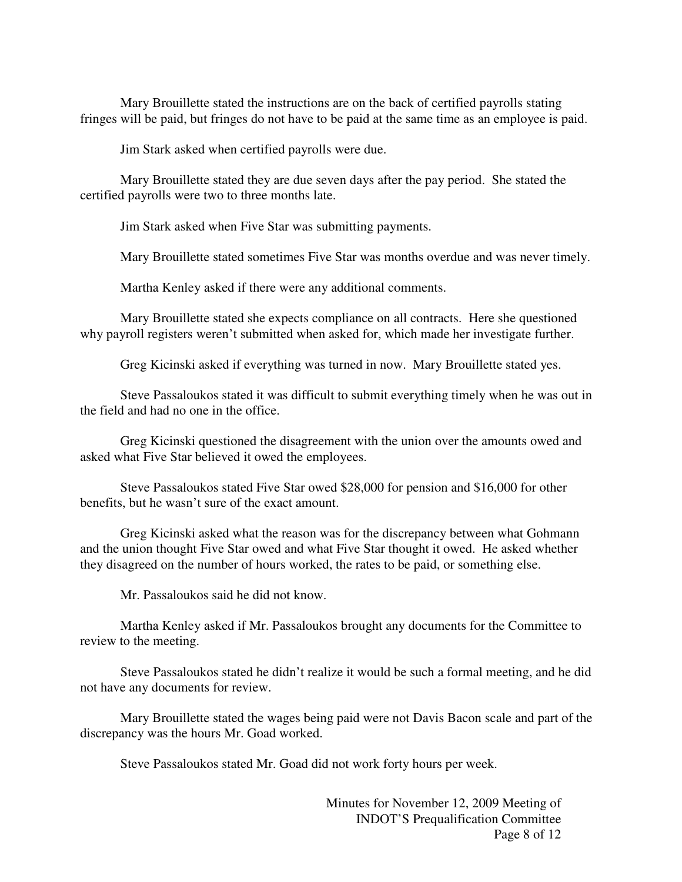Mary Brouillette stated the instructions are on the back of certified payrolls stating fringes will be paid, but fringes do not have to be paid at the same time as an employee is paid.

Jim Stark asked when certified payrolls were due.

Mary Brouillette stated they are due seven days after the pay period. She stated the certified payrolls were two to three months late.

Jim Stark asked when Five Star was submitting payments.

Mary Brouillette stated sometimes Five Star was months overdue and was never timely.

Martha Kenley asked if there were any additional comments.

Mary Brouillette stated she expects compliance on all contracts. Here she questioned why payroll registers weren't submitted when asked for, which made her investigate further.

Greg Kicinski asked if everything was turned in now. Mary Brouillette stated yes.

Steve Passaloukos stated it was difficult to submit everything timely when he was out in the field and had no one in the office.

Greg Kicinski questioned the disagreement with the union over the amounts owed and asked what Five Star believed it owed the employees.

Steve Passaloukos stated Five Star owed $28,000 for pension and $16,000 for other benefits, but he wasn't sure of the exact amount.

Greg Kicinski asked what the reason was for the discrepancy between what Gohmann and the union thought Five Star owed and what Five Star thought it owed. He asked whether they disagreed on the number of hours worked, the rates to be paid, or something else.

Mr. Passaloukos said he did not know.

Martha Kenley asked if Mr. Passaloukos brought any documents for the Committee to review to the meeting.

Steve Passaloukos stated he didn't realize it would be such a formal meeting, and he did not have any documents for review.

Mary Brouillette stated the wages being paid were not Davis Bacon scale and part of the discrepancy was the hours Mr. Goad worked.

Steve Passaloukos stated Mr. Goad did not work forty hours per week.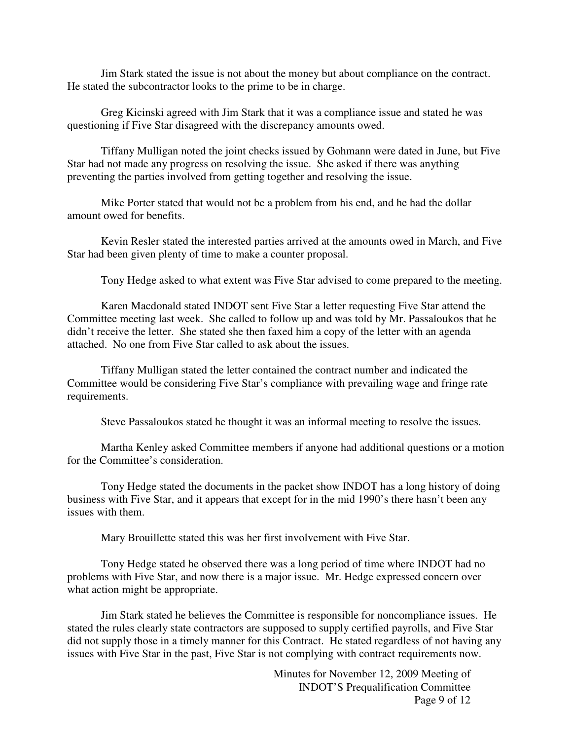Jim Stark stated the issue is not about the money but about compliance on the contract. He stated the subcontractor looks to the prime to be in charge.

Greg Kicinski agreed with Jim Stark that it was a compliance issue and stated he was questioning if Five Star disagreed with the discrepancy amounts owed.

Tiffany Mulligan noted the joint checks issued by Gohmann were dated in June, but Five Star had not made any progress on resolving the issue. She asked if there was anything preventing the parties involved from getting together and resolving the issue.

Mike Porter stated that would not be a problem from his end, and he had the dollar amount owed for benefits.

Kevin Resler stated the interested parties arrived at the amounts owed in March, and Five Star had been given plenty of time to make a counter proposal.

Tony Hedge asked to what extent was Five Star advised to come prepared to the meeting.

Karen Macdonald stated INDOT sent Five Star a letter requesting Five Star attend the Committee meeting last week. She called to follow up and was told by Mr. Passaloukos that he didn't receive the letter. She stated she then faxed him a copy of the letter with an agenda attached. No one from Five Star called to ask about the issues.

Tiffany Mulligan stated the letter contained the contract number and indicated the Committee would be considering Five Star's compliance with prevailing wage and fringe rate requirements.

Steve Passaloukos stated he thought it was an informal meeting to resolve the issues.

Martha Kenley asked Committee members if anyone had additional questions or a motion for the Committee's consideration.

Tony Hedge stated the documents in the packet show INDOT has a long history of doing business with Five Star, and it appears that except for in the mid 1990's there hasn't been any issues with them.

Mary Brouillette stated this was her first involvement with Five Star.

Tony Hedge stated he observed there was a long period of time where INDOT had no problems with Five Star, and now there is a major issue. Mr. Hedge expressed concern over what action might be appropriate.

Jim Stark stated he believes the Committee is responsible for noncompliance issues. He stated the rules clearly state contractors are supposed to supply certified payrolls, and Five Star did not supply those in a timely manner for this Contract. He stated regardless of not having any issues with Five Star in the past, Five Star is not complying with contract requirements now.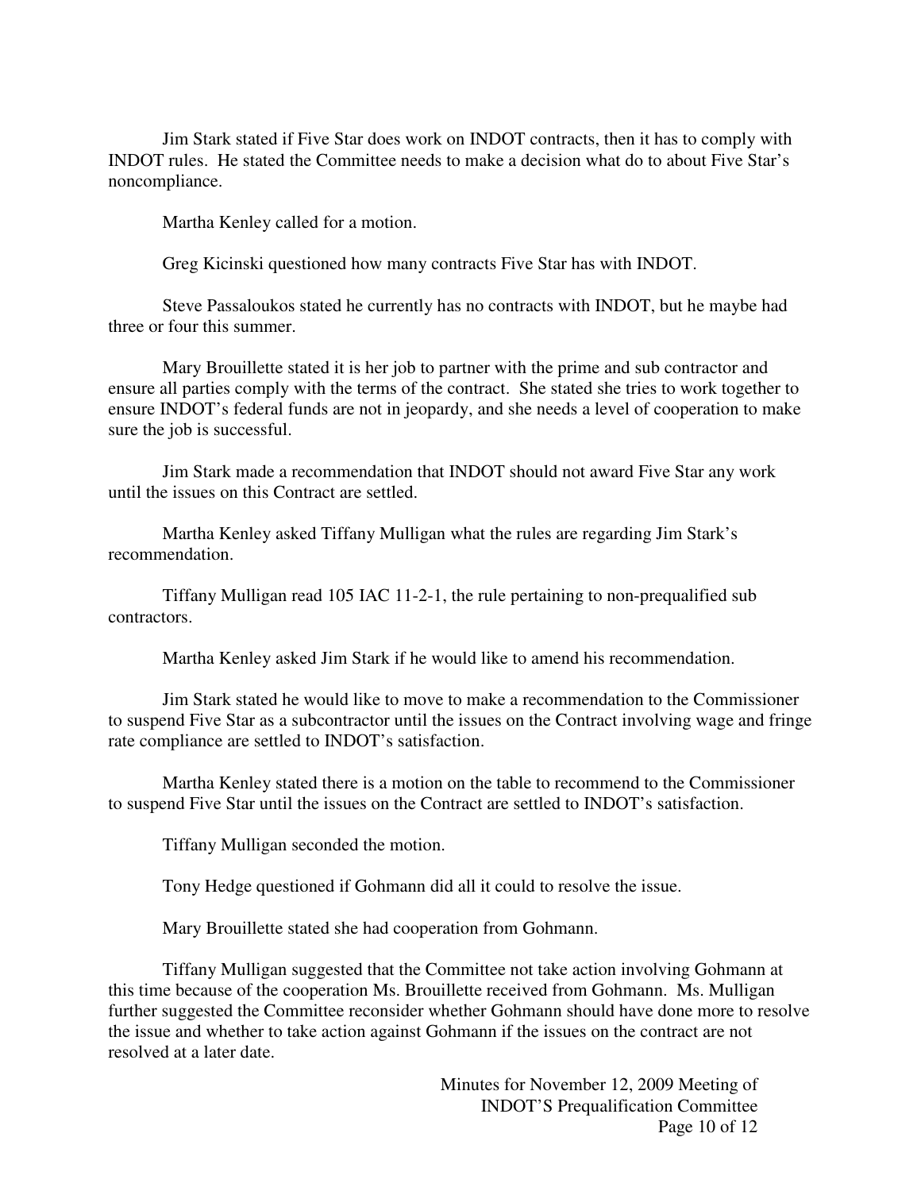Jim Stark stated if Five Star does work on INDOT contracts, then it has to comply with INDOT rules. He stated the Committee needs to make a decision what do to about Five Star's noncompliance.

Martha Kenley called for a motion.

Greg Kicinski questioned how many contracts Five Star has with INDOT.

Steve Passaloukos stated he currently has no contracts with INDOT, but he maybe had three or four this summer.

Mary Brouillette stated it is her job to partner with the prime and sub contractor and ensure all parties comply with the terms of the contract. She stated she tries to work together to ensure INDOT's federal funds are not in jeopardy, and she needs a level of cooperation to make sure the job is successful.

Jim Stark made a recommendation that INDOT should not award Five Star any work until the issues on this Contract are settled.

Martha Kenley asked Tiffany Mulligan what the rules are regarding Jim Stark's recommendation.

Tiffany Mulligan read 105 IAC 11-2-1, the rule pertaining to non-prequalified sub contractors.

Martha Kenley asked Jim Stark if he would like to amend his recommendation.

Jim Stark stated he would like to move to make a recommendation to the Commissioner to suspend Five Star as a subcontractor until the issues on the Contract involving wage and fringe rate compliance are settled to INDOT's satisfaction.

Martha Kenley stated there is a motion on the table to recommend to the Commissioner to suspend Five Star until the issues on the Contract are settled to INDOT's satisfaction.

Tiffany Mulligan seconded the motion.

Tony Hedge questioned if Gohmann did all it could to resolve the issue.

Mary Brouillette stated she had cooperation from Gohmann.

Tiffany Mulligan suggested that the Committee not take action involving Gohmann at this time because of the cooperation Ms. Brouillette received from Gohmann. Ms. Mulligan further suggested the Committee reconsider whether Gohmann should have done more to resolve the issue and whether to take action against Gohmann if the issues on the contract are not resolved at a later date.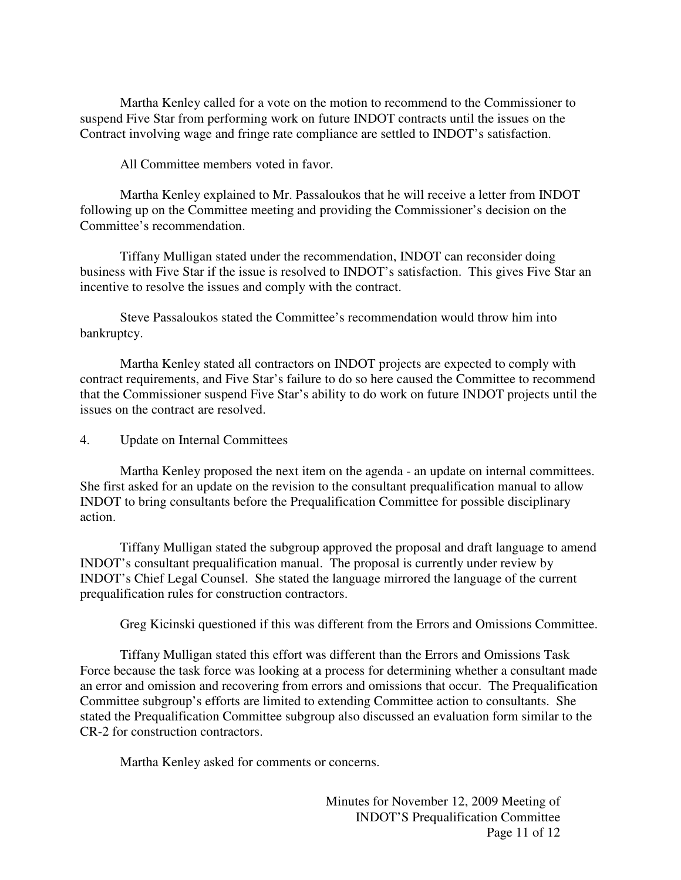Martha Kenley called for a vote on the motion to recommend to the Commissioner to suspend Five Star from performing work on future INDOT contracts until the issues on the Contract involving wage and fringe rate compliance are settled to INDOT's satisfaction.

All Committee members voted in favor.

Martha Kenley explained to Mr. Passaloukos that he will receive a letter from INDOT following up on the Committee meeting and providing the Commissioner's decision on the Committee's recommendation.

Tiffany Mulligan stated under the recommendation, INDOT can reconsider doing business with Five Star if the issue is resolved to INDOT's satisfaction. This gives Five Star an incentive to resolve the issues and comply with the contract.

Steve Passaloukos stated the Committee's recommendation would throw him into bankruptcy.

Martha Kenley stated all contractors on INDOT projects are expected to comply with contract requirements, and Five Star's failure to do so here caused the Committee to recommend that the Commissioner suspend Five Star's ability to do work on future INDOT projects until the issues on the contract are resolved.

4. Update on Internal Committees

Martha Kenley proposed the next item on the agenda - an update on internal committees. She first asked for an update on the revision to the consultant prequalification manual to allow INDOT to bring consultants before the Prequalification Committee for possible disciplinary action.

Tiffany Mulligan stated the subgroup approved the proposal and draft language to amend INDOT's consultant prequalification manual. The proposal is currently under review by INDOT's Chief Legal Counsel. She stated the language mirrored the language of the current prequalification rules for construction contractors.

Greg Kicinski questioned if this was different from the Errors and Omissions Committee.

Tiffany Mulligan stated this effort was different than the Errors and Omissions Task Force because the task force was looking at a process for determining whether a consultant made an error and omission and recovering from errors and omissions that occur. The Prequalification Committee subgroup's efforts are limited to extending Committee action to consultants. She stated the Prequalification Committee subgroup also discussed an evaluation form similar to the CR-2 for construction contractors.

Martha Kenley asked for comments or concerns.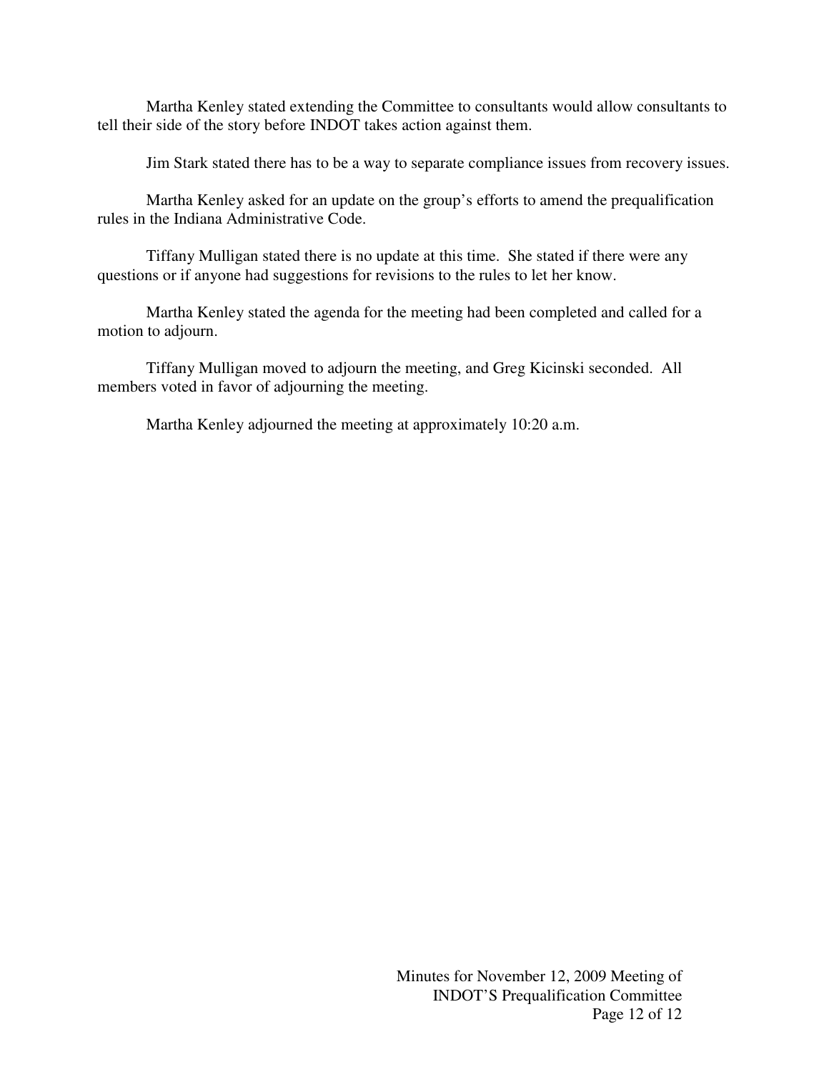Martha Kenley stated extending the Committee to consultants would allow consultants to tell their side of the story before INDOT takes action against them.

Jim Stark stated there has to be a way to separate compliance issues from recovery issues.

Martha Kenley asked for an update on the group's efforts to amend the prequalification rules in the Indiana Administrative Code.

Tiffany Mulligan stated there is no update at this time. She stated if there were any questions or if anyone had suggestions for revisions to the rules to let her know.

Martha Kenley stated the agenda for the meeting had been completed and called for a motion to adjourn.

Tiffany Mulligan moved to adjourn the meeting, and Greg Kicinski seconded. All members voted in favor of adjourning the meeting.

Martha Kenley adjourned the meeting at approximately 10:20 a.m.